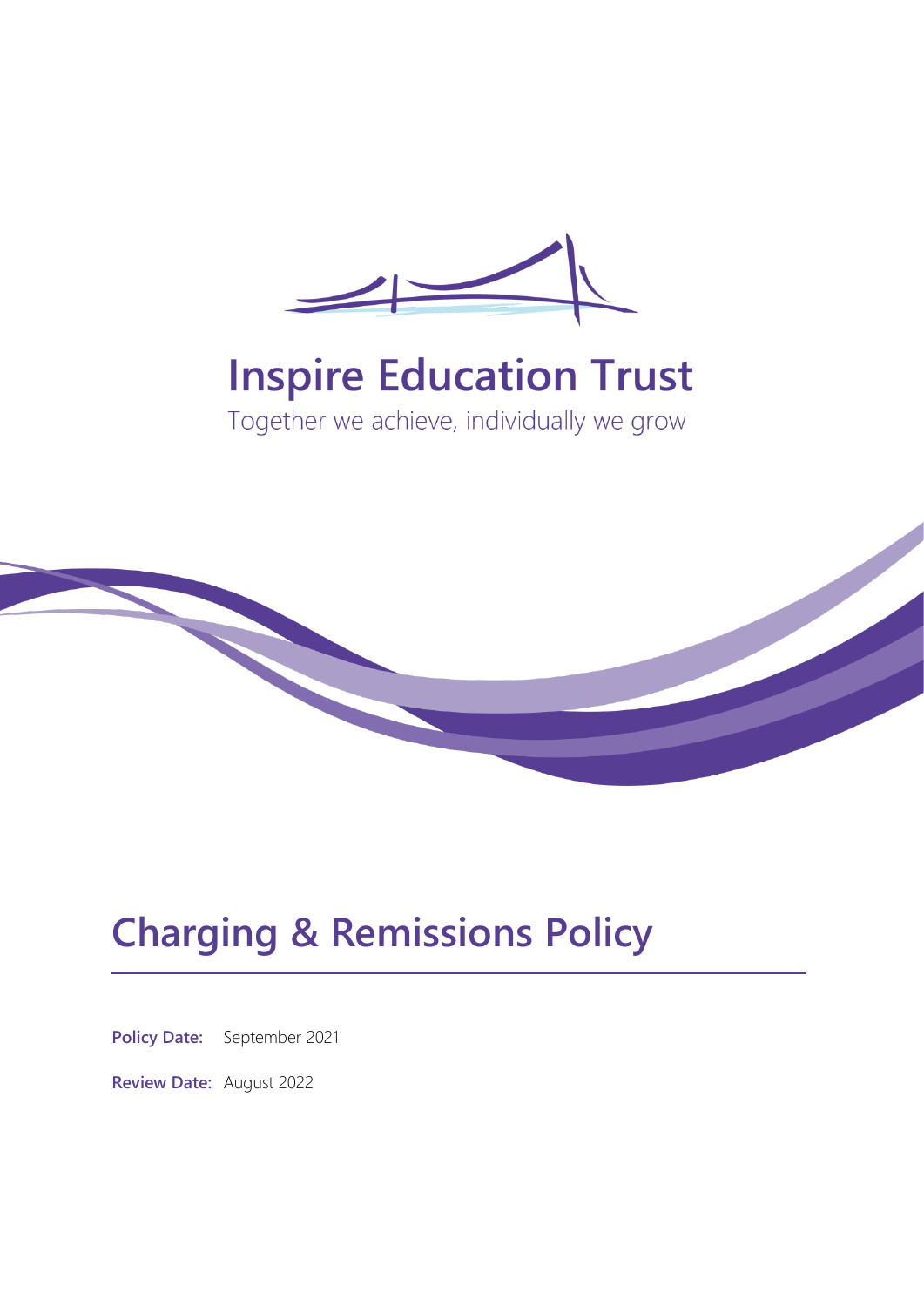# Inspire Education Trust

Together we achieve, individually we grow

# Charging & Remissions Policy

**Policy Date:** September 2021

**Review Date:** August 2022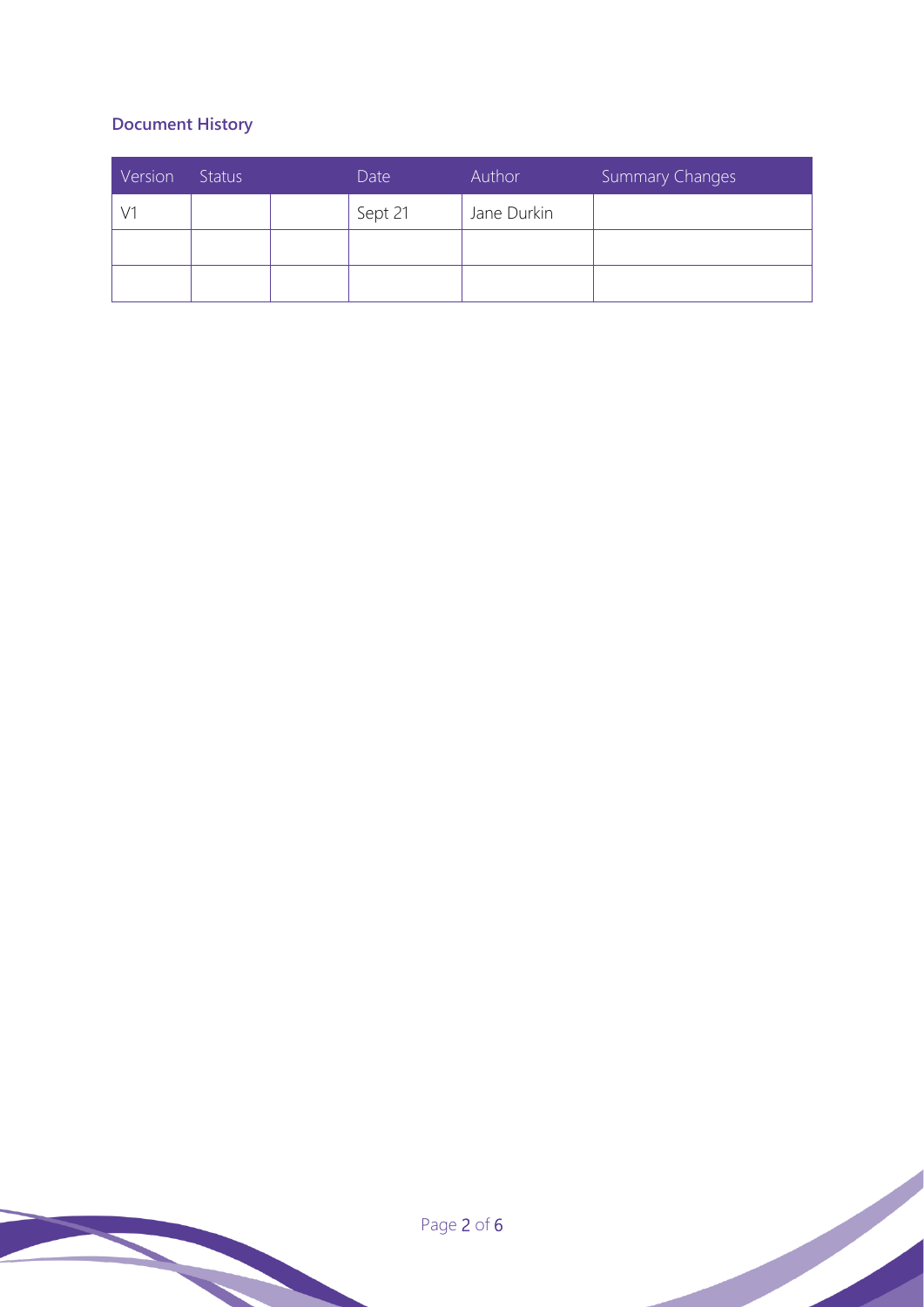### Document History

| Version | Status | | Date | Author | Summary Changes |
|---|---|---|---|---|---|
| V1 | | | Sept 21 | Jane Durkin | |
| | | | | | |
| | | | | | |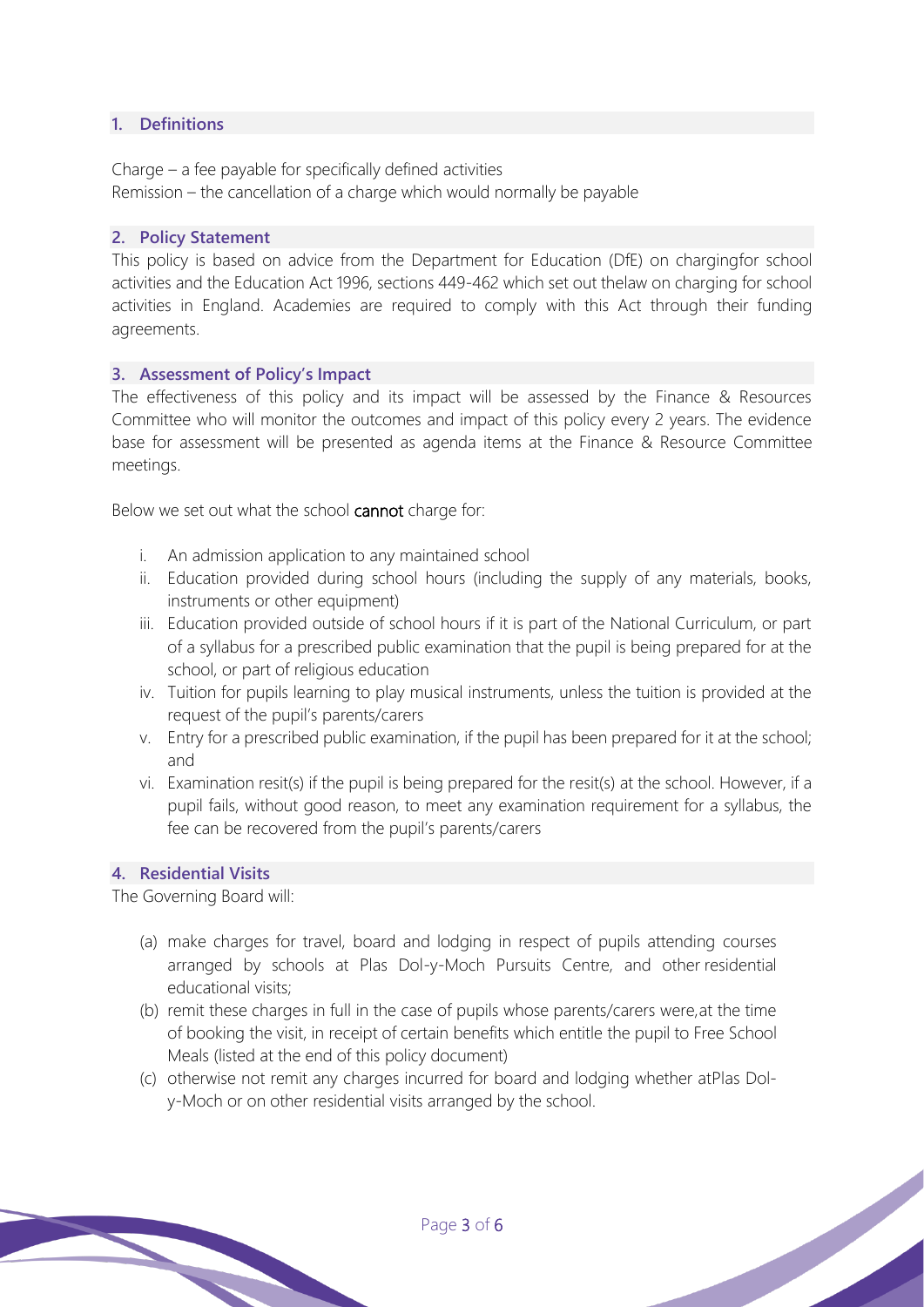## 1. Definitions

Charge – a fee payable for specifically defined activities
Remission – the cancellation of a charge which would normally be payable

## 2. Policy Statement

This policy is based on advice from the Department for Education (DfE) on chargingfor school activities and the Education Act 1996, sections 449-462 which set out thelaw on charging for school activities in England. Academies are required to comply with this Act through their funding agreements.

## 3. Assessment of Policy's Impact

The effectiveness of this policy and its impact will be assessed by the Finance & Resources Committee who will monitor the outcomes and impact of this policy every 2 years. The evidence base for assessment will be presented as agenda items at the Finance & Resource Committee meetings.

Below we set out what the school **cannot** charge for:

i. An admission application to any maintained school
ii. Education provided during school hours (including the supply of any materials, books, instruments or other equipment)
iii. Education provided outside of school hours if it is part of the National Curriculum, or part of a syllabus for a prescribed public examination that the pupil is being prepared for at the school, or part of religious education
iv. Tuition for pupils learning to play musical instruments, unless the tuition is provided at the request of the pupil's parents/carers
v. Entry for a prescribed public examination, if the pupil has been prepared for it at the school; and
vi. Examination resit(s) if the pupil is being prepared for the resit(s) at the school. However, if a pupil fails, without good reason, to meet any examination requirement for a syllabus, the fee can be recovered from the pupil's parents/carers

## 4. Residential Visits

The Governing Board will:

(a) make charges for travel, board and lodging in respect of pupils attending courses arranged by schools at Plas Dol-y-Moch Pursuits Centre, and other residential educational visits;
(b) remit these charges in full in the case of pupils whose parents/carers were,at the time of booking the visit, in receipt of certain benefits which entitle the pupil to Free School Meals (listed at the end of this policy document)
(c) otherwise not remit any charges incurred for board and lodging whether atPlas Dol-y-Moch or on other residential visits arranged by the school.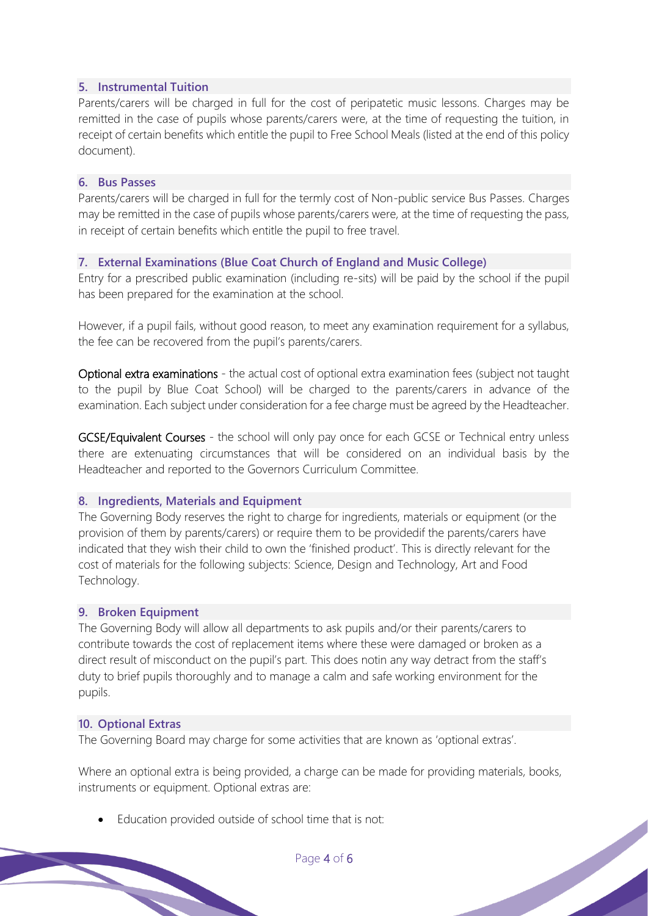## 5. Instrumental Tuition

Parents/carers will be charged in full for the cost of peripatetic music lessons. Charges may be remitted in the case of pupils whose parents/carers were, at the time of requesting the tuition, in receipt of certain benefits which entitle the pupil to Free School Meals (listed at the end of this policy document).

## 6. Bus Passes

Parents/carers will be charged in full for the termly cost of Non-public service Bus Passes. Charges may be remitted in the case of pupils whose parents/carers were, at the time of requesting the pass, in receipt of certain benefits which entitle the pupil to free travel.

## 7. External Examinations (Blue Coat Church of England and Music College)

Entry for a prescribed public examination (including re-sits) will be paid by the school if the pupil has been prepared for the examination at the school.

However, if a pupil fails, without good reason, to meet any examination requirement for a syllabus, the fee can be recovered from the pupil's parents/carers.

Optional extra examinations - the actual cost of optional extra examination fees (subject not taught to the pupil by Blue Coat School) will be charged to the parents/carers in advance of the examination. Each subject under consideration for a fee charge must be agreed by the Headteacher.

GCSE/Equivalent Courses - the school will only pay once for each GCSE or Technical entry unless there are extenuating circumstances that will be considered on an individual basis by the Headteacher and reported to the Governors Curriculum Committee.

## 8. Ingredients, Materials and Equipment

The Governing Body reserves the right to charge for ingredients, materials or equipment (or the provision of them by parents/carers) or require them to be providedif the parents/carers have indicated that they wish their child to own the 'finished product'. This is directly relevant for the cost of materials for the following subjects: Science, Design and Technology, Art and Food Technology.

## 9. Broken Equipment

The Governing Body will allow all departments to ask pupils and/or their parents/carers to contribute towards the cost of replacement items where these were damaged or broken as a direct result of misconduct on the pupil's part. This does notin any way detract from the staff's duty to brief pupils thoroughly and to manage a calm and safe working environment for the pupils.

## 10. Optional Extras

The Governing Board may charge for some activities that are known as 'optional extras'.

Where an optional extra is being provided, a charge can be made for providing materials, books, instruments or equipment. Optional extras are:

- Education provided outside of school time that is not: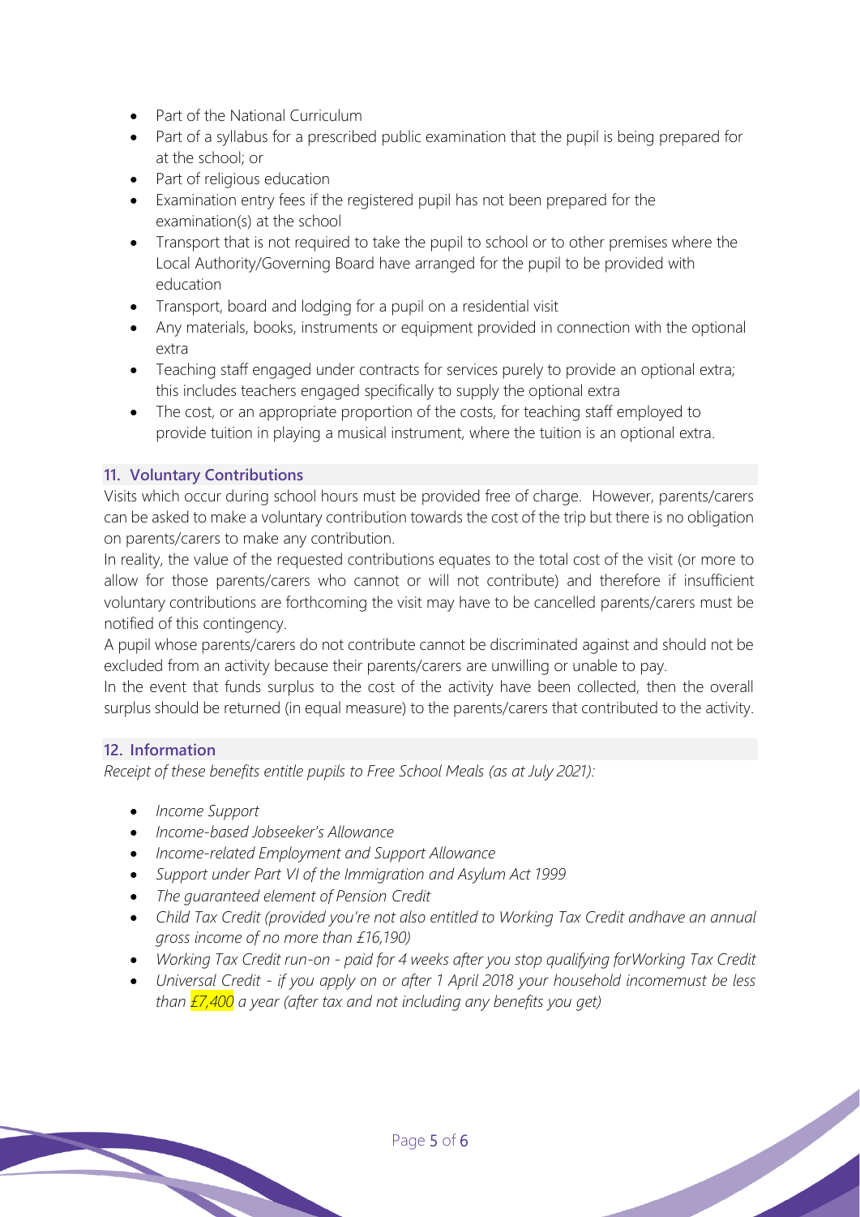- Part of the National Curriculum
- Part of a syllabus for a prescribed public examination that the pupil is being prepared for at the school; or
- Part of religious education
- Examination entry fees if the registered pupil has not been prepared for the examination(s) at the school
- Transport that is not required to take the pupil to school or to other premises where the Local Authority/Governing Board have arranged for the pupil to be provided with education
- Transport, board and lodging for a pupil on a residential visit
- Any materials, books, instruments or equipment provided in connection with the optional extra
- Teaching staff engaged under contracts for services purely to provide an optional extra; this includes teachers engaged specifically to supply the optional extra
- The cost, or an appropriate proportion of the costs, for teaching staff employed to provide tuition in playing a musical instrument, where the tuition is an optional extra.

## 11. Voluntary Contributions

Visits which occur during school hours must be provided free of charge. However, parents/carers can be asked to make a voluntary contribution towards the cost of the trip but there is no obligation on parents/carers to make any contribution.

In reality, the value of the requested contributions equates to the total cost of the visit (or more to allow for those parents/carers who cannot or will not contribute) and therefore if insufficient voluntary contributions are forthcoming the visit may have to be cancelled parents/carers must be notified of this contingency.

A pupil whose parents/carers do not contribute cannot be discriminated against and should not be excluded from an activity because their parents/carers are unwilling or unable to pay.

In the event that funds surplus to the cost of the activity have been collected, then the overall surplus should be returned (in equal measure) to the parents/carers that contributed to the activity.

## 12. Information

*Receipt of these benefits entitle pupils to Free School Meals (as at July 2021):*

- *Income Support*
- *Income-based Jobseeker's Allowance*
- *Income-related Employment and Support Allowance*
- *Support under Part VI of the Immigration and Asylum Act 1999*
- *The guaranteed element of Pension Credit*
- *Child Tax Credit (provided you're not also entitled to Working Tax Credit andhave an annual gross income of no more than £16,190)*
- *Working Tax Credit run-on - paid for 4 weeks after you stop qualifying forWorking Tax Credit*
- *Universal Credit - if you apply on or after 1 April 2018 your household incomemust be less than £7,400 a year (after tax and not including any benefits you get)*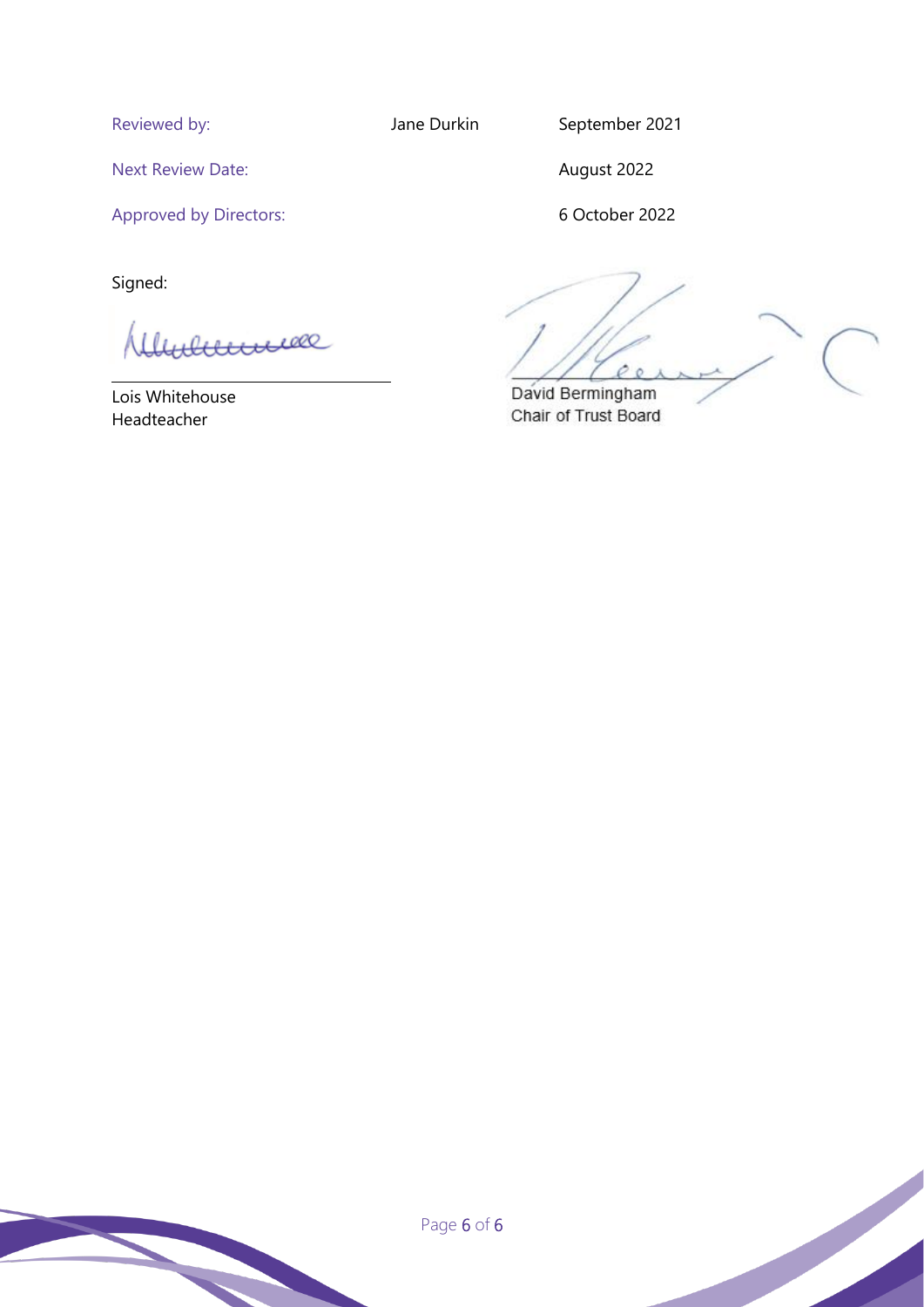| | | |
|---|---|---|
| Reviewed by: | Jane Durkin | September 2021 |
| Next Review Date: | | August 2022 |
| Approved by Directors: | | 6 October 2022 |

Signed:

Lois Whitehouse
Headteacher

David Bermingham
Chair of Trust Board